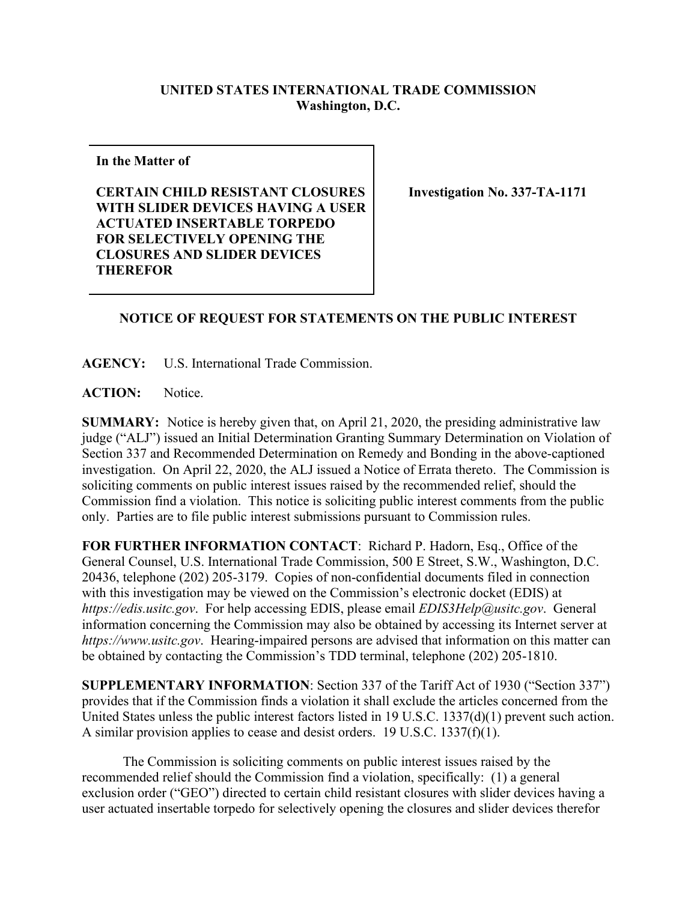**UNITED STATES INTERNATIONAL TRADE COMMISSION**
**Washington, D.C.**

| **In the Matter of**<br><br>**CERTAIN CHILD RESISTANT CLOSURES WITH SLIDER DEVICES HAVING A USER ACTUATED INSERTABLE TORPEDO FOR SELECTIVELY OPENING THE CLOSURES AND SLIDER DEVICES THEREFOR** | **Investigation No. 337-TA-1171** |
|---|---|

## NOTICE OF REQUEST FOR STATEMENTS ON THE PUBLIC INTEREST

**AGENCY:** U.S. International Trade Commission.

**ACTION:** Notice.

**SUMMARY:** Notice is hereby given that, on April 21, 2020, the presiding administrative law judge ("ALJ") issued an Initial Determination Granting Summary Determination on Violation of Section 337 and Recommended Determination on Remedy and Bonding in the above-captioned investigation. On April 22, 2020, the ALJ issued a Notice of Errata thereto. The Commission is soliciting comments on public interest issues raised by the recommended relief, should the Commission find a violation. This notice is soliciting public interest comments from the public only. Parties are to file public interest submissions pursuant to Commission rules.

**FOR FURTHER INFORMATION CONTACT**: Richard P. Hadorn, Esq., Office of the General Counsel, U.S. International Trade Commission, 500 E Street, S.W., Washington, D.C. 20436, telephone (202) 205-3179. Copies of non-confidential documents filed in connection with this investigation may be viewed on the Commission's electronic docket (EDIS) at *https://edis.usitc.gov*. For help accessing EDIS, please email *EDIS3Help@usitc.gov*. General information concerning the Commission may also be obtained by accessing its Internet server at *https://www.usitc.gov*. Hearing-impaired persons are advised that information on this matter can be obtained by contacting the Commission's TDD terminal, telephone (202) 205-1810.

**SUPPLEMENTARY INFORMATION**: Section 337 of the Tariff Act of 1930 ("Section 337") provides that if the Commission finds a violation it shall exclude the articles concerned from the United States unless the public interest factors listed in 19 U.S.C. 1337(d)(1) prevent such action. A similar provision applies to cease and desist orders. 19 U.S.C. 1337(f)(1).

The Commission is soliciting comments on public interest issues raised by the recommended relief should the Commission find a violation, specifically: (1) a general exclusion order ("GEO") directed to certain child resistant closures with slider devices having a user actuated insertable torpedo for selectively opening the closures and slider devices therefor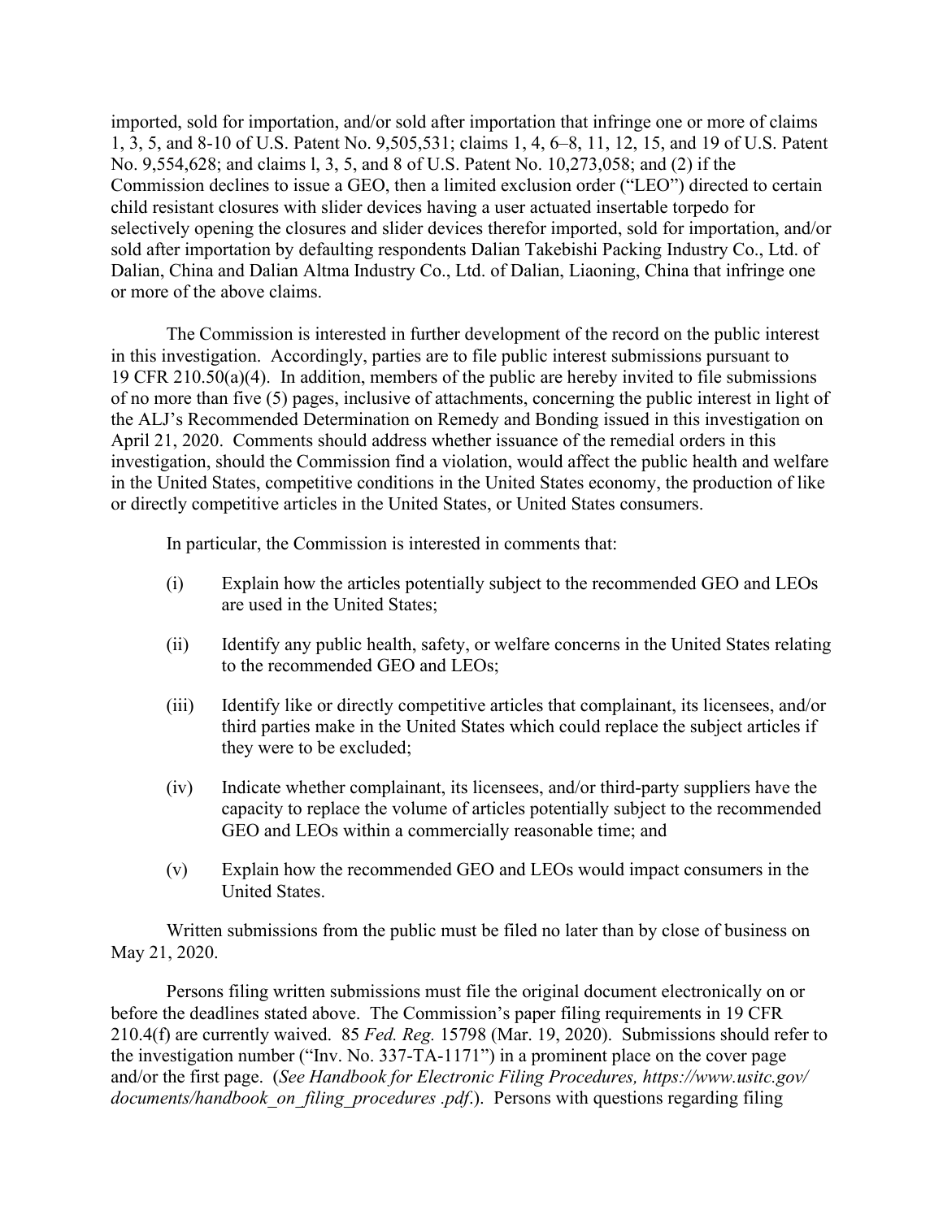imported, sold for importation, and/or sold after importation that infringe one or more of claims 1, 3, 5, and 8-10 of U.S. Patent No. 9,505,531; claims 1, 4, 6–8, 11, 12, 15, and 19 of U.S. Patent No. 9,554,628; and claims l, 3, 5, and 8 of U.S. Patent No. 10,273,058; and (2) if the Commission declines to issue a GEO, then a limited exclusion order ("LEO") directed to certain child resistant closures with slider devices having a user actuated insertable torpedo for selectively opening the closures and slider devices therefor imported, sold for importation, and/or sold after importation by defaulting respondents Dalian Takebishi Packing Industry Co., Ltd. of Dalian, China and Dalian Altma Industry Co., Ltd. of Dalian, Liaoning, China that infringe one or more of the above claims.

The Commission is interested in further development of the record on the public interest in this investigation. Accordingly, parties are to file public interest submissions pursuant to 19 CFR 210.50(a)(4). In addition, members of the public are hereby invited to file submissions of no more than five (5) pages, inclusive of attachments, concerning the public interest in light of the ALJ's Recommended Determination on Remedy and Bonding issued in this investigation on April 21, 2020. Comments should address whether issuance of the remedial orders in this investigation, should the Commission find a violation, would affect the public health and welfare in the United States, competitive conditions in the United States economy, the production of like or directly competitive articles in the United States, or United States consumers.

In particular, the Commission is interested in comments that:

(i) Explain how the articles potentially subject to the recommended GEO and LEOs are used in the United States;

(ii) Identify any public health, safety, or welfare concerns in the United States relating to the recommended GEO and LEOs;

(iii) Identify like or directly competitive articles that complainant, its licensees, and/or third parties make in the United States which could replace the subject articles if they were to be excluded;

(iv) Indicate whether complainant, its licensees, and/or third-party suppliers have the capacity to replace the volume of articles potentially subject to the recommended GEO and LEOs within a commercially reasonable time; and

(v) Explain how the recommended GEO and LEOs would impact consumers in the United States.

Written submissions from the public must be filed no later than by close of business on May 21, 2020.

Persons filing written submissions must file the original document electronically on or before the deadlines stated above. The Commission's paper filing requirements in 19 CFR 210.4(f) are currently waived. 85 *Fed. Reg.* 15798 (Mar. 19, 2020). Submissions should refer to the investigation number ("Inv. No. 337-TA-1171") in a prominent place on the cover page and/or the first page. (*See Handbook for Electronic Filing Procedures, https://www.usitc.gov/documents/handbook_on_filing_procedures .pdf.*). Persons with questions regarding filing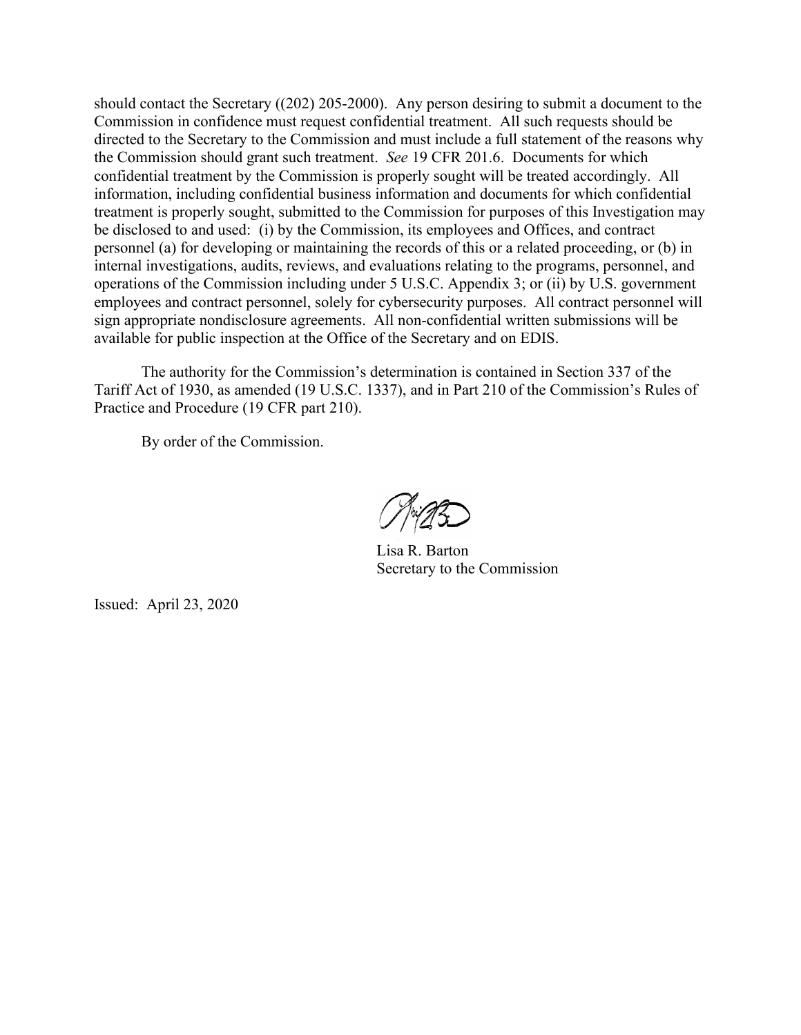should contact the Secretary ((202) 205-2000). Any person desiring to submit a document to the Commission in confidence must request confidential treatment. All such requests should be directed to the Secretary to the Commission and must include a full statement of the reasons why the Commission should grant such treatment. *See* 19 CFR 201.6. Documents for which confidential treatment by the Commission is properly sought will be treated accordingly. All information, including confidential business information and documents for which confidential treatment is properly sought, submitted to the Commission for purposes of this Investigation may be disclosed to and used: (i) by the Commission, its employees and Offices, and contract personnel (a) for developing or maintaining the records of this or a related proceeding, or (b) in internal investigations, audits, reviews, and evaluations relating to the programs, personnel, and operations of the Commission including under 5 U.S.C. Appendix 3; or (ii) by U.S. government employees and contract personnel, solely for cybersecurity purposes. All contract personnel will sign appropriate nondisclosure agreements. All non-confidential written submissions will be available for public inspection at the Office of the Secretary and on EDIS.

The authority for the Commission's determination is contained in Section 337 of the Tariff Act of 1930, as amended (19 U.S.C. 1337), and in Part 210 of the Commission's Rules of Practice and Procedure (19 CFR part 210).

By order of the Commission.

Lisa R. Barton
Secretary to the Commission

Issued: April 23, 2020